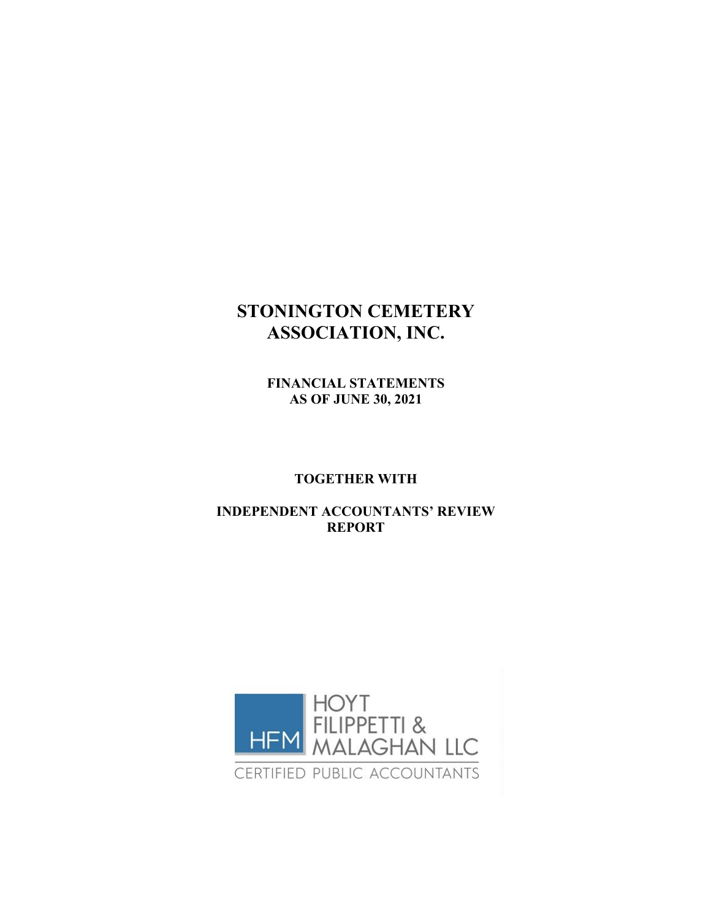# STONINGTON CEMETERY ASSOCIATION, INC.

**FINANCIAL STATEMENTS**
**AS OF JUNE 30, 2021**

**TOGETHER WITH**

**INDEPENDENT ACCOUNTANTS' REVIEW REPORT**

HFM HOYT FILIPPETTI & MALAGHAN LLC

CERTIFIED PUBLIC ACCOUNTANTS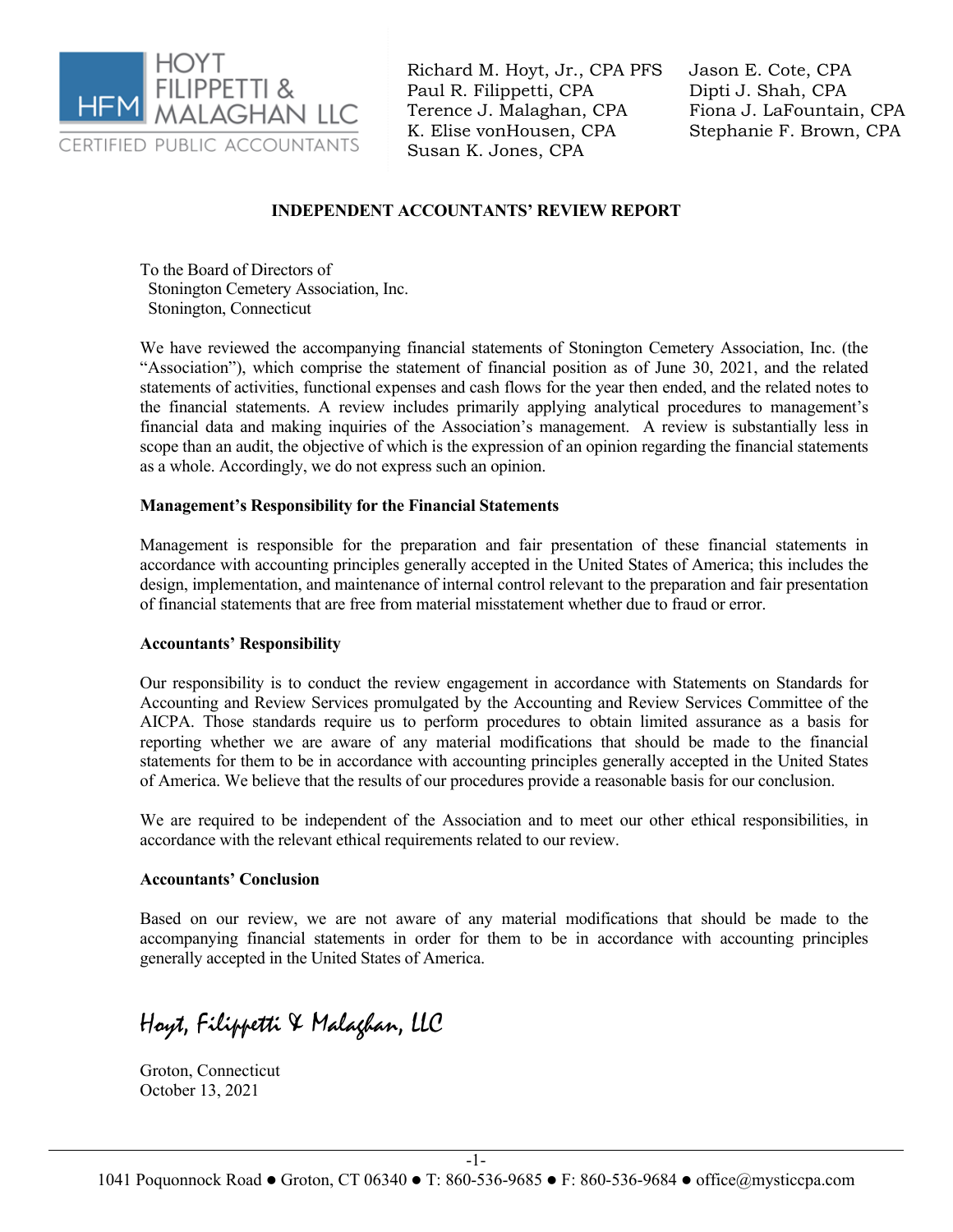HOYT FILIPPETTI & MALAGHAN LLC
CERTIFIED PUBLIC ACCOUNTANTS

Richard M. Hoyt, Jr., CPA PFS
Paul R. Filippetti, CPA
Terence J. Malaghan, CPA
K. Elise vonHousen, CPA
Susan K. Jones, CPA
Jason E. Cote, CPA
Dipti J. Shah, CPA
Fiona J. LaFountain, CPA
Stephanie F. Brown, CPA

## INDEPENDENT ACCOUNTANTS' REVIEW REPORT

To the Board of Directors of
Stonington Cemetery Association, Inc.
Stonington, Connecticut

We have reviewed the accompanying financial statements of Stonington Cemetery Association, Inc. (the "Association"), which comprise the statement of financial position as of June 30, 2021, and the related statements of activities, functional expenses and cash flows for the year then ended, and the related notes to the financial statements. A review includes primarily applying analytical procedures to management's financial data and making inquiries of the Association's management. A review is substantially less in scope than an audit, the objective of which is the expression of an opinion regarding the financial statements as a whole. Accordingly, we do not express such an opinion.

### Management's Responsibility for the Financial Statements

Management is responsible for the preparation and fair presentation of these financial statements in accordance with accounting principles generally accepted in the United States of America; this includes the design, implementation, and maintenance of internal control relevant to the preparation and fair presentation of financial statements that are free from material misstatement whether due to fraud or error.

### Accountants' Responsibility

Our responsibility is to conduct the review engagement in accordance with Statements on Standards for Accounting and Review Services promulgated by the Accounting and Review Services Committee of the AICPA. Those standards require us to perform procedures to obtain limited assurance as a basis for reporting whether we are aware of any material modifications that should be made to the financial statements for them to be in accordance with accounting principles generally accepted in the United States of America. We believe that the results of our procedures provide a reasonable basis for our conclusion.

We are required to be independent of the Association and to meet our other ethical responsibilities, in accordance with the relevant ethical requirements related to our review.

### Accountants' Conclusion

Based on our review, we are not aware of any material modifications that should be made to the accompanying financial statements in order for them to be in accordance with accounting principles generally accepted in the United States of America.

*Hoyt, Filippetti & Malaghan, LLC*

Groton, Connecticut
October 13, 2021

1041 Poquonnock Road ● Groton, CT 06340 ● T: 860-536-9685 ● F: 860-536-9684 ● office@mysticcpa.com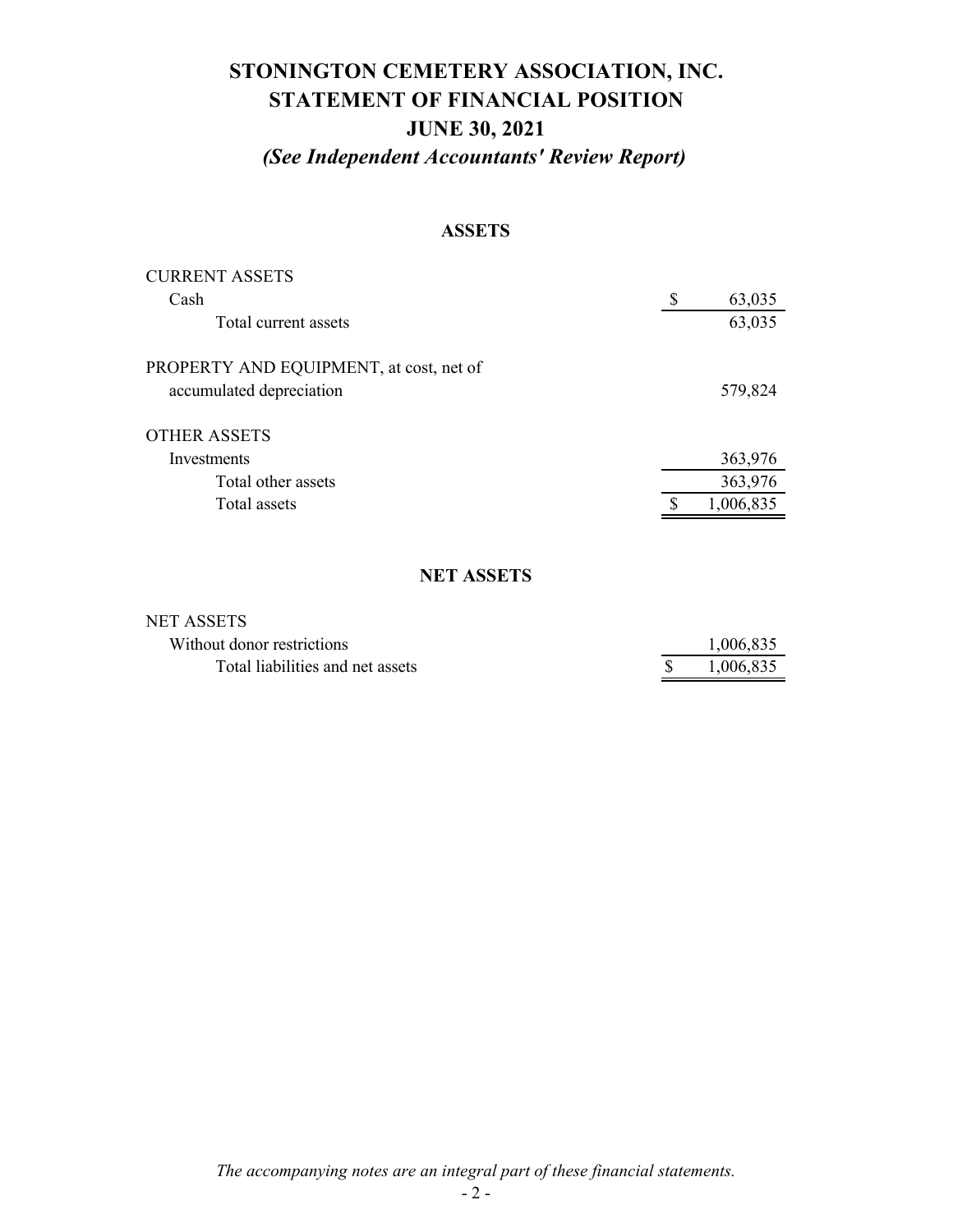# STONINGTON CEMETERY ASSOCIATION, INC.
# STATEMENT OF FINANCIAL POSITION
# JUNE 30, 2021
### *(See Independent Accountants' Review Report)*

## ASSETS

| | |
|---|---|
| CURRENT ASSETS | |
| Cash | $ 63,035 |
| Total current assets | 63,035 |
| PROPERTY AND EQUIPMENT, at cost, net of accumulated depreciation | 579,824 |
| OTHER ASSETS | |
| Investments | 363,976 |
| Total other assets | 363,976 |
| Total assets | $ 1,006,835 |

## NET ASSETS

| | |
|---|---|
| NET ASSETS | |
| Without donor restrictions | 1,006,835 |
| Total liabilities and net assets | $ 1,006,835 |

*The accompanying notes are an integral part of these financial statements.*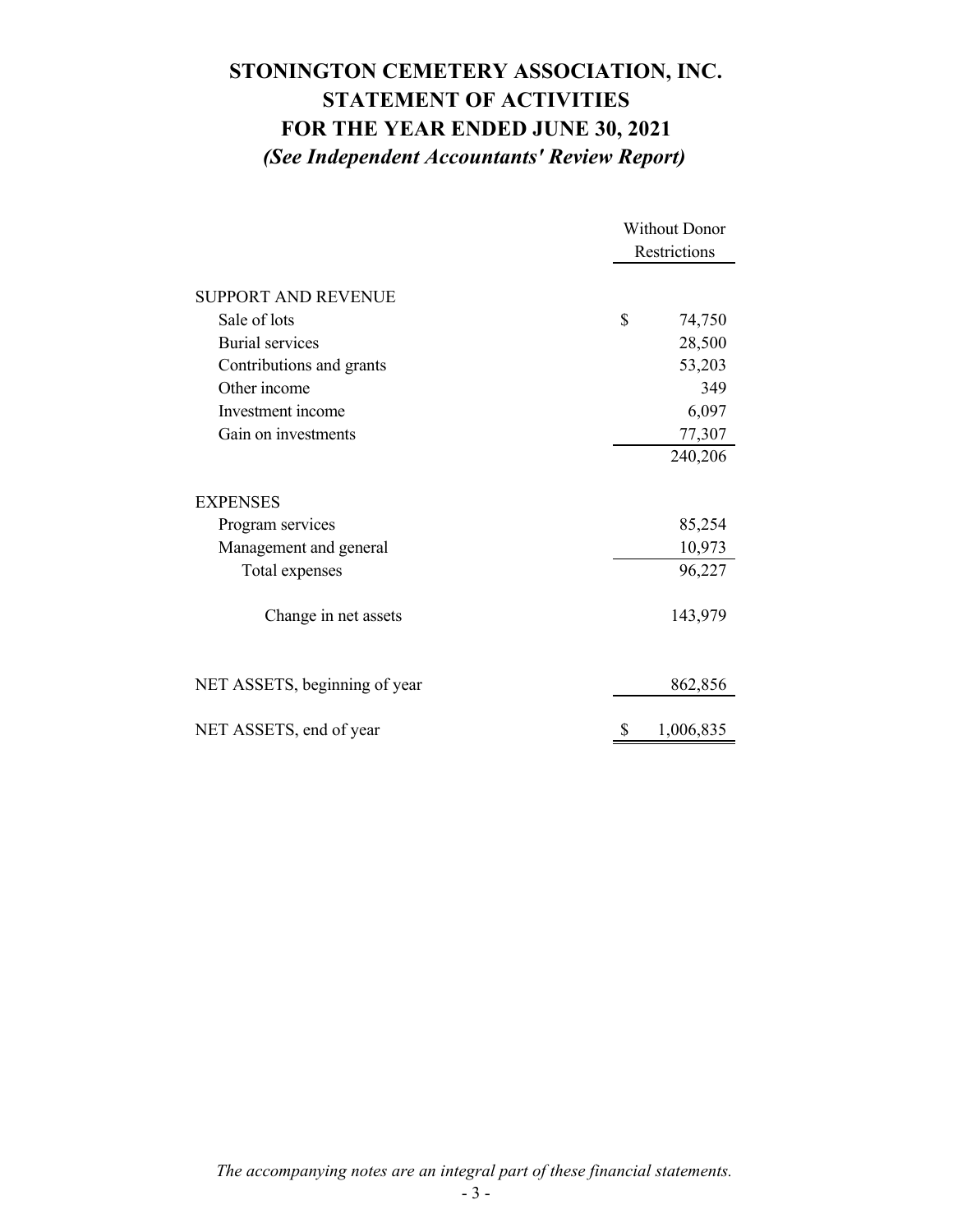# STONINGTON CEMETERY ASSOCIATION, INC.
# STATEMENT OF ACTIVITIES
# FOR THE YEAR ENDED JUNE 30, 2021
### *(See Independent Accountants' Review Report)*

| | Without Donor Restrictions |
|---|---|
| SUPPORT AND REVENUE | |
| Sale of lots | $ 74,750 |
| Burial services | 28,500 |
| Contributions and grants | 53,203 |
| Other income | 349 |
| Investment income | 6,097 |
| Gain on investments | 77,307 |
| | 240,206 |
| EXPENSES | |
| Program services | 85,254 |
| Management and general | 10,973 |
| Total expenses | 96,227 |
| Change in net assets | 143,979 |
| NET ASSETS, beginning of year | 862,856 |
| NET ASSETS, end of year | $ 1,006,835 |

*The accompanying notes are an integral part of these financial statements.*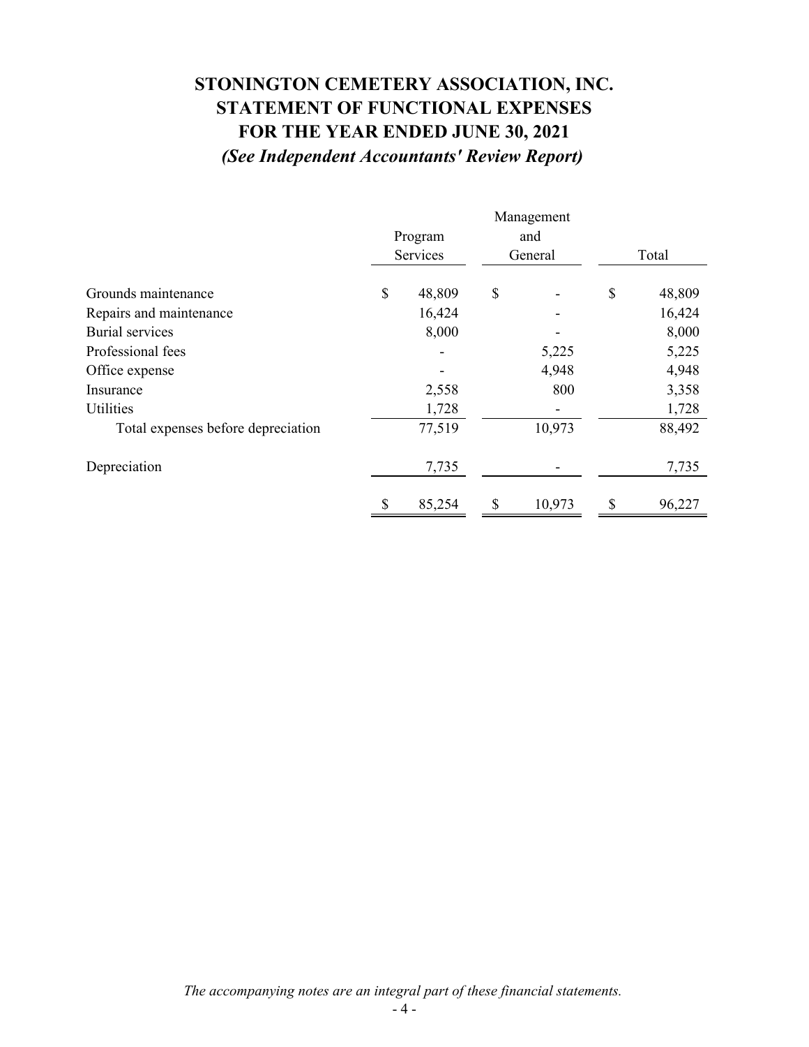# STONINGTON CEMETERY ASSOCIATION, INC.
# STATEMENT OF FUNCTIONAL EXPENSES
# FOR THE YEAR ENDED JUNE 30, 2021
***(See Independent Accountants' Review Report)***

| | Program Services | Management and General | Total |
|---|---|---|---|
| Grounds maintenance | $ 48,809 | $ - | $ 48,809 |
| Repairs and maintenance | 16,424 | - | 16,424 |
| Burial services | 8,000 | - | 8,000 |
| Professional fees | - | 5,225 | 5,225 |
| Office expense | - | 4,948 | 4,948 |
| Insurance | 2,558 | 800 | 3,358 |
| Utilities | 1,728 | - | 1,728 |
| Total expenses before depreciation | 77,519 | 10,973 | 88,492 |
| Depreciation | 7,735 | - | 7,735 |
| | $ 85,254 | $ 10,973 | $ 96,227 |

*The accompanying notes are an integral part of these financial statements.*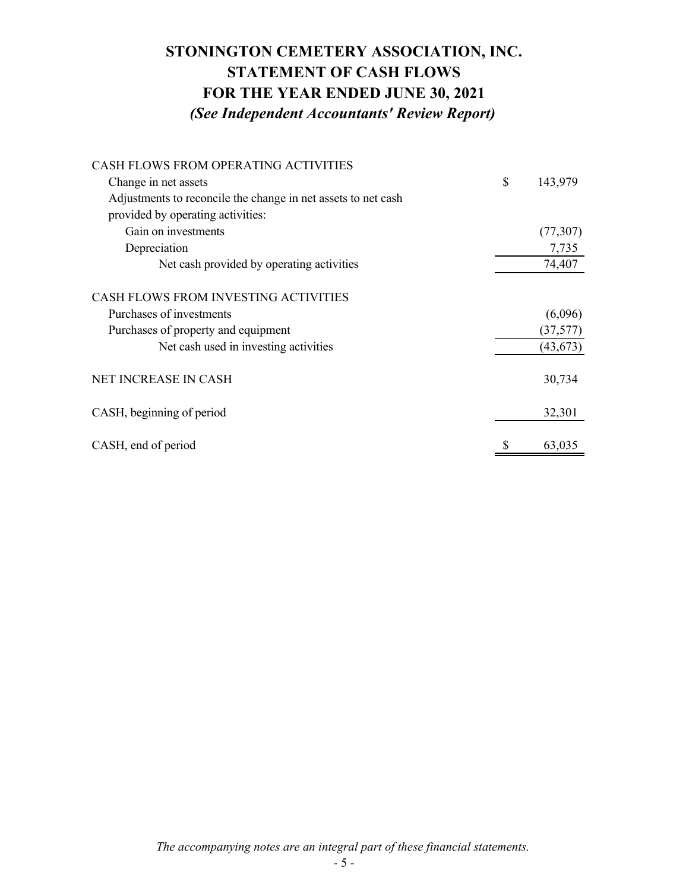# STONINGTON CEMETERY ASSOCIATION, INC.
# STATEMENT OF CASH FLOWS
# FOR THE YEAR ENDED JUNE 30, 2021
### *(See Independent Accountants' Review Report)*

| | |
|---|---|
| CASH FLOWS FROM OPERATING ACTIVITIES | |
| Change in net assets | $ 143,979 |
| Adjustments to reconcile the change in net assets to net cash provided by operating activities: | |
| Gain on investments | (77,307) |
| Depreciation | 7,735 |
| Net cash provided by operating activities | 74,407 |
| CASH FLOWS FROM INVESTING ACTIVITIES | |
| Purchases of investments | (6,096) |
| Purchases of property and equipment | (37,577) |
| Net cash used in investing activities | (43,673) |
| NET INCREASE IN CASH | 30,734 |
| CASH, beginning of period | 32,301 |
| CASH, end of period | $ 63,035 |

*The accompanying notes are an integral part of these financial statements.*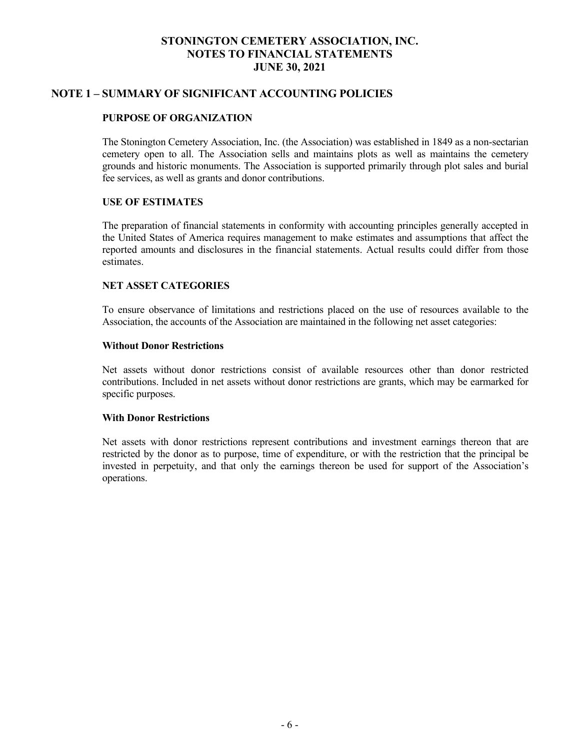# STONINGTON CEMETERY ASSOCIATION, INC.
# NOTES TO FINANCIAL STATEMENTS
# JUNE 30, 2021

## NOTE 1 – SUMMARY OF SIGNIFICANT ACCOUNTING POLICIES

### PURPOSE OF ORGANIZATION

The Stonington Cemetery Association, Inc. (the Association) was established in 1849 as a non-sectarian cemetery open to all. The Association sells and maintains plots as well as maintains the cemetery grounds and historic monuments. The Association is supported primarily through plot sales and burial fee services, as well as grants and donor contributions.

### USE OF ESTIMATES

The preparation of financial statements in conformity with accounting principles generally accepted in the United States of America requires management to make estimates and assumptions that affect the reported amounts and disclosures in the financial statements. Actual results could differ from those estimates.

### NET ASSET CATEGORIES

To ensure observance of limitations and restrictions placed on the use of resources available to the Association, the accounts of the Association are maintained in the following net asset categories:

**Without Donor Restrictions**

Net assets without donor restrictions consist of available resources other than donor restricted contributions. Included in net assets without donor restrictions are grants, which may be earmarked for specific purposes.

**With Donor Restrictions**

Net assets with donor restrictions represent contributions and investment earnings thereon that are restricted by the donor as to purpose, time of expenditure, or with the restriction that the principal be invested in perpetuity, and that only the earnings thereon be used for support of the Association's operations.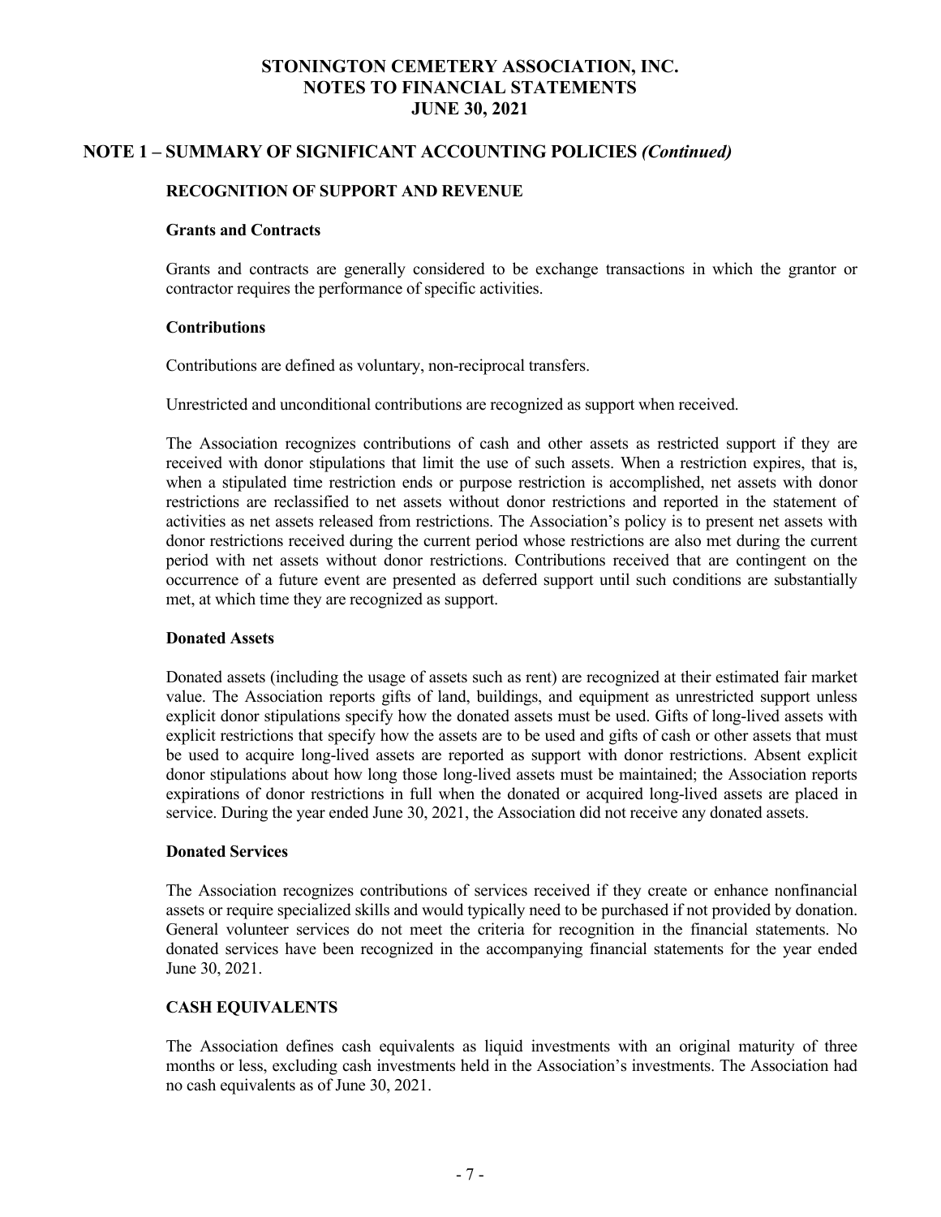# STONINGTON CEMETERY ASSOCIATION, INC.
# NOTES TO FINANCIAL STATEMENTS
# JUNE 30, 2021

## NOTE 1 – SUMMARY OF SIGNIFICANT ACCOUNTING POLICIES *(Continued)*

### RECOGNITION OF SUPPORT AND REVENUE

#### Grants and Contracts

Grants and contracts are generally considered to be exchange transactions in which the grantor or contractor requires the performance of specific activities.

#### Contributions

Contributions are defined as voluntary, non-reciprocal transfers.

Unrestricted and unconditional contributions are recognized as support when received.

The Association recognizes contributions of cash and other assets as restricted support if they are received with donor stipulations that limit the use of such assets. When a restriction expires, that is, when a stipulated time restriction ends or purpose restriction is accomplished, net assets with donor restrictions are reclassified to net assets without donor restrictions and reported in the statement of activities as net assets released from restrictions. The Association's policy is to present net assets with donor restrictions received during the current period whose restrictions are also met during the current period with net assets without donor restrictions. Contributions received that are contingent on the occurrence of a future event are presented as deferred support until such conditions are substantially met, at which time they are recognized as support.

#### Donated Assets

Donated assets (including the usage of assets such as rent) are recognized at their estimated fair market value. The Association reports gifts of land, buildings, and equipment as unrestricted support unless explicit donor stipulations specify how the donated assets must be used. Gifts of long-lived assets with explicit restrictions that specify how the assets are to be used and gifts of cash or other assets that must be used to acquire long-lived assets are reported as support with donor restrictions. Absent explicit donor stipulations about how long those long-lived assets must be maintained; the Association reports expirations of donor restrictions in full when the donated or acquired long-lived assets are placed in service. During the year ended June 30, 2021, the Association did not receive any donated assets.

#### Donated Services

The Association recognizes contributions of services received if they create or enhance nonfinancial assets or require specialized skills and would typically need to be purchased if not provided by donation. General volunteer services do not meet the criteria for recognition in the financial statements. No donated services have been recognized in the accompanying financial statements for the year ended June 30, 2021.

### CASH EQUIVALENTS

The Association defines cash equivalents as liquid investments with an original maturity of three months or less, excluding cash investments held in the Association's investments. The Association had no cash equivalents as of June 30, 2021.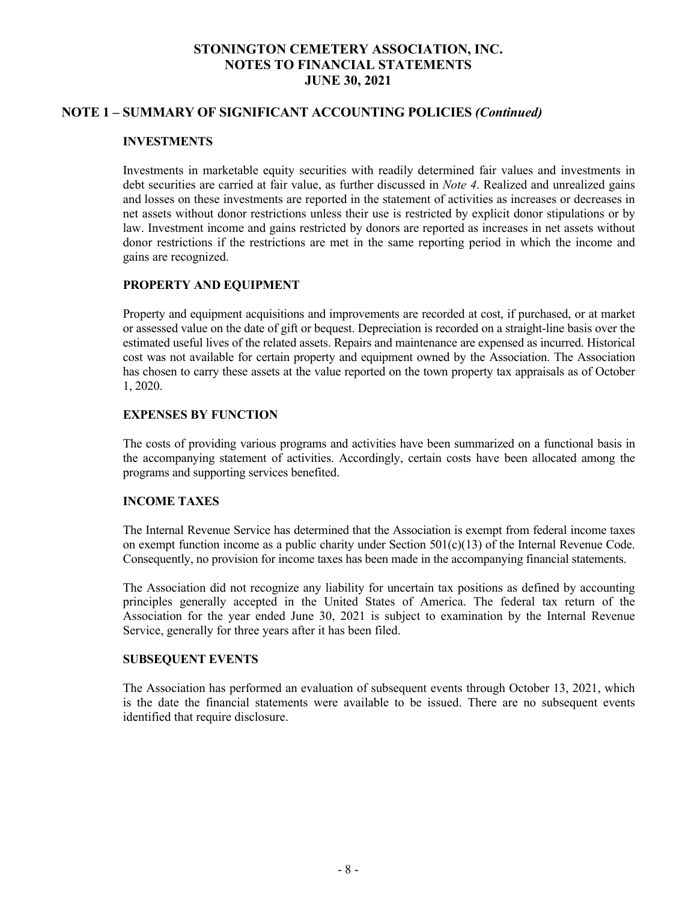# STONINGTON CEMETERY ASSOCIATION, INC.
# NOTES TO FINANCIAL STATEMENTS
# JUNE 30, 2021

## NOTE 1 – SUMMARY OF SIGNIFICANT ACCOUNTING POLICIES *(Continued)*

### INVESTMENTS

Investments in marketable equity securities with readily determined fair values and investments in debt securities are carried at fair value, as further discussed in *Note 4*. Realized and unrealized gains and losses on these investments are reported in the statement of activities as increases or decreases in net assets without donor restrictions unless their use is restricted by explicit donor stipulations or by law. Investment income and gains restricted by donors are reported as increases in net assets without donor restrictions if the restrictions are met in the same reporting period in which the income and gains are recognized.

### PROPERTY AND EQUIPMENT

Property and equipment acquisitions and improvements are recorded at cost, if purchased, or at market or assessed value on the date of gift or bequest. Depreciation is recorded on a straight-line basis over the estimated useful lives of the related assets. Repairs and maintenance are expensed as incurred. Historical cost was not available for certain property and equipment owned by the Association. The Association has chosen to carry these assets at the value reported on the town property tax appraisals as of October 1, 2020.

### EXPENSES BY FUNCTION

The costs of providing various programs and activities have been summarized on a functional basis in the accompanying statement of activities. Accordingly, certain costs have been allocated among the programs and supporting services benefited.

### INCOME TAXES

The Internal Revenue Service has determined that the Association is exempt from federal income taxes on exempt function income as a public charity under Section 501(c)(13) of the Internal Revenue Code. Consequently, no provision for income taxes has been made in the accompanying financial statements.

The Association did not recognize any liability for uncertain tax positions as defined by accounting principles generally accepted in the United States of America. The federal tax return of the Association for the year ended June 30, 2021 is subject to examination by the Internal Revenue Service, generally for three years after it has been filed.

### SUBSEQUENT EVENTS

The Association has performed an evaluation of subsequent events through October 13, 2021, which is the date the financial statements were available to be issued. There are no subsequent events identified that require disclosure.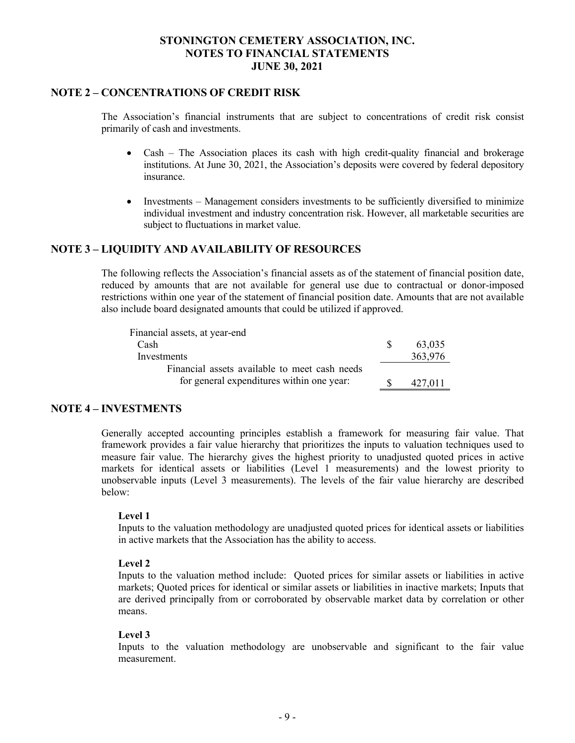# STONINGTON CEMETERY ASSOCIATION, INC.
# NOTES TO FINANCIAL STATEMENTS
# JUNE 30, 2021

## NOTE 2 – CONCENTRATIONS OF CREDIT RISK

The Association's financial instruments that are subject to concentrations of credit risk consist primarily of cash and investments.

- Cash – The Association places its cash with high credit-quality financial and brokerage institutions. At June 30, 2021, the Association's deposits were covered by federal depository insurance.

- Investments – Management considers investments to be sufficiently diversified to minimize individual investment and industry concentration risk. However, all marketable securities are subject to fluctuations in market value.

## NOTE 3 – LIQUIDITY AND AVAILABILITY OF RESOURCES

The following reflects the Association's financial assets as of the statement of financial position date, reduced by amounts that are not available for general use due to contractual or donor-imposed restrictions within one year of the statement of financial position date. Amounts that are not available also include board designated amounts that could be utilized if approved.

| | |
|---|---|
| Financial assets, at year-end | |
| Cash | $ 63,035 |
| Investments | 363,976 |
| Financial assets available to meet cash needs for general expenditures within one year: | $ 427,011 |

## NOTE 4 – INVESTMENTS

Generally accepted accounting principles establish a framework for measuring fair value. That framework provides a fair value hierarchy that prioritizes the inputs to valuation techniques used to measure fair value. The hierarchy gives the highest priority to unadjusted quoted prices in active markets for identical assets or liabilities (Level 1 measurements) and the lowest priority to unobservable inputs (Level 3 measurements). The levels of the fair value hierarchy are described below:

**Level 1**
Inputs to the valuation methodology are unadjusted quoted prices for identical assets or liabilities in active markets that the Association has the ability to access.

**Level 2**
Inputs to the valuation method include: Quoted prices for similar assets or liabilities in active markets; Quoted prices for identical or similar assets or liabilities in inactive markets; Inputs that are derived principally from or corroborated by observable market data by correlation or other means.

**Level 3**
Inputs to the valuation methodology are unobservable and significant to the fair value measurement.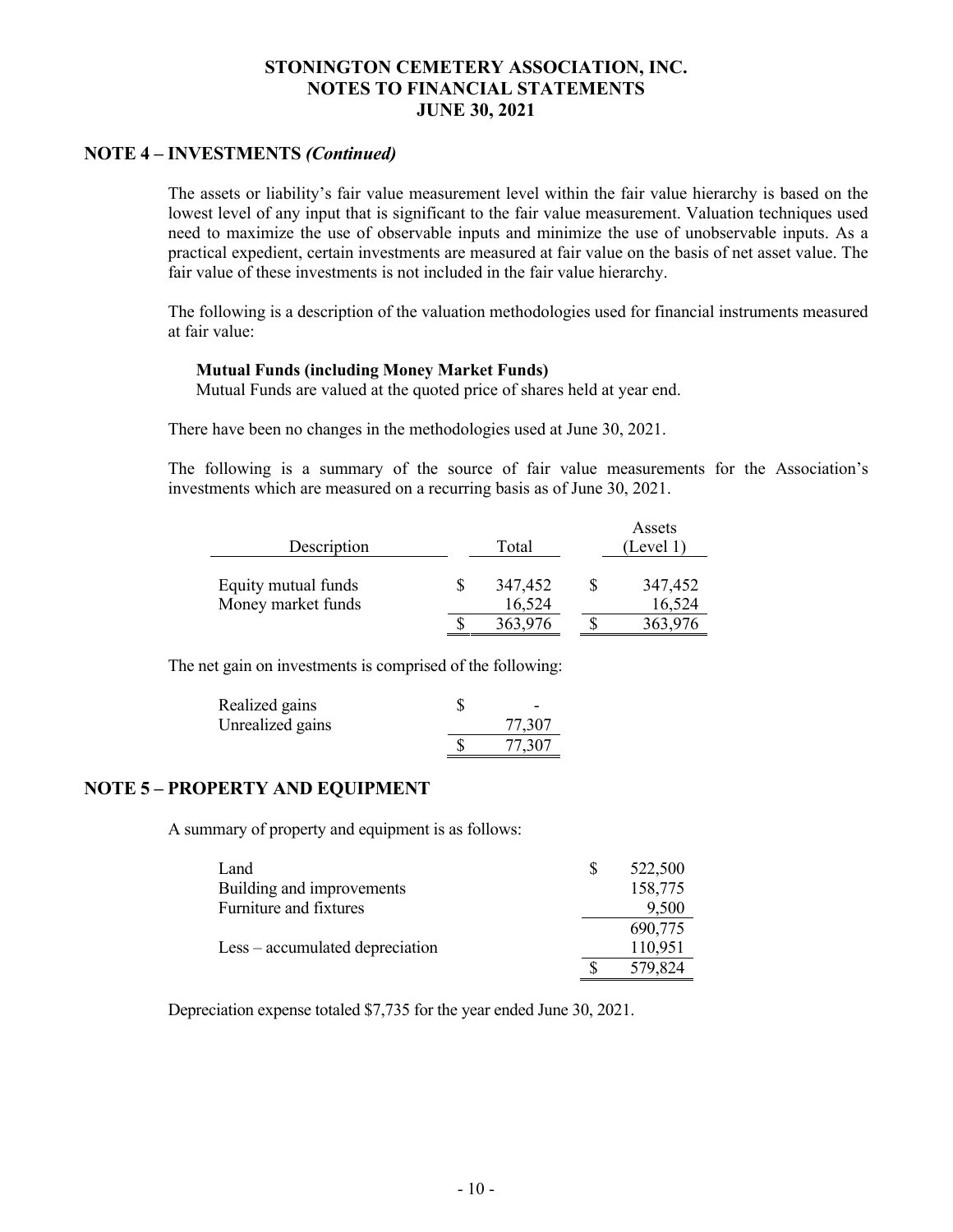## NOTE 4 – INVESTMENTS *(Continued)*

The assets or liability's fair value measurement level within the fair value hierarchy is based on the lowest level of any input that is significant to the fair value measurement. Valuation techniques used need to maximize the use of observable inputs and minimize the use of unobservable inputs. As a practical expedient, certain investments are measured at fair value on the basis of net asset value. The fair value of these investments is not included in the fair value hierarchy.

The following is a description of the valuation methodologies used for financial instruments measured at fair value:

**Mutual Funds (including Money Market Funds)**
Mutual Funds are valued at the quoted price of shares held at year end.

There have been no changes in the methodologies used at June 30, 2021.

The following is a summary of the source of fair value measurements for the Association's investments which are measured on a recurring basis as of June 30, 2021.

| Description | Total | Assets (Level 1) |
|---|---|---|
| Equity mutual funds | $ 347,452 | $ 347,452 |
| Money market funds | 16,524 | 16,524 |
| | $ 363,976 | $ 363,976 |

The net gain on investments is comprised of the following:

| | |
|---|---|
| Realized gains | $ - |
| Unrealized gains | 77,307 |
| | $ 77,307 |

## NOTE 5 – PROPERTY AND EQUIPMENT

A summary of property and equipment is as follows:

| | |
|---|---|
| Land | $ 522,500 |
| Building and improvements | 158,775 |
| Furniture and fixtures | 9,500 |
| | 690,775 |
| Less – accumulated depreciation | 110,951 |
| | $ 579,824 |

Depreciation expense totaled $7,735 for the year ended June 30, 2021.